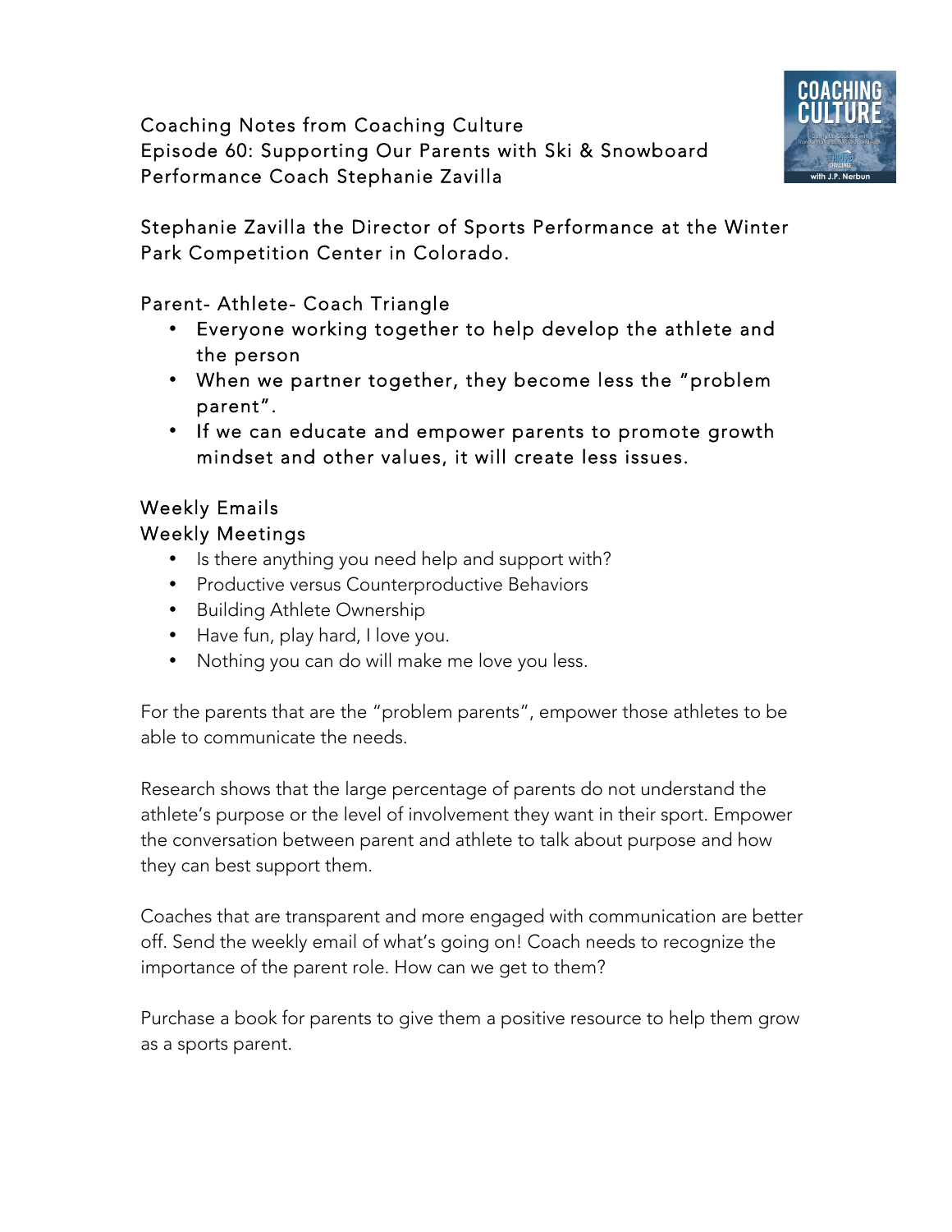Coaching Notes from Coaching Culture
Episode 60: Supporting Our Parents with Ski & Snowboard Performance Coach Stephanie Zavilla

Stephanie Zavilla the Director of Sports Performance at the Winter Park Competition Center in Colorado.

Parent- Athlete- Coach Triangle

- Everyone working together to help develop the athlete and the person
- When we partner together, they become less the "problem parent".
- If we can educate and empower parents to promote growth mindset and other values, it will create less issues.

Weekly Emails
Weekly Meetings

- Is there anything you need help and support with?
- Productive versus Counterproductive Behaviors
- Building Athlete Ownership
- Have fun, play hard, I love you.
- Nothing you can do will make me love you less.

For the parents that are the "problem parents", empower those athletes to be able to communicate the needs.

Research shows that the large percentage of parents do not understand the athlete's purpose or the level of involvement they want in their sport. Empower the conversation between parent and athlete to talk about purpose and how they can best support them.

Coaches that are transparent and more engaged with communication are better off. Send the weekly email of what's going on! Coach needs to recognize the importance of the parent role. How can we get to them?

Purchase a book for parents to give them a positive resource to help them grow as a sports parent.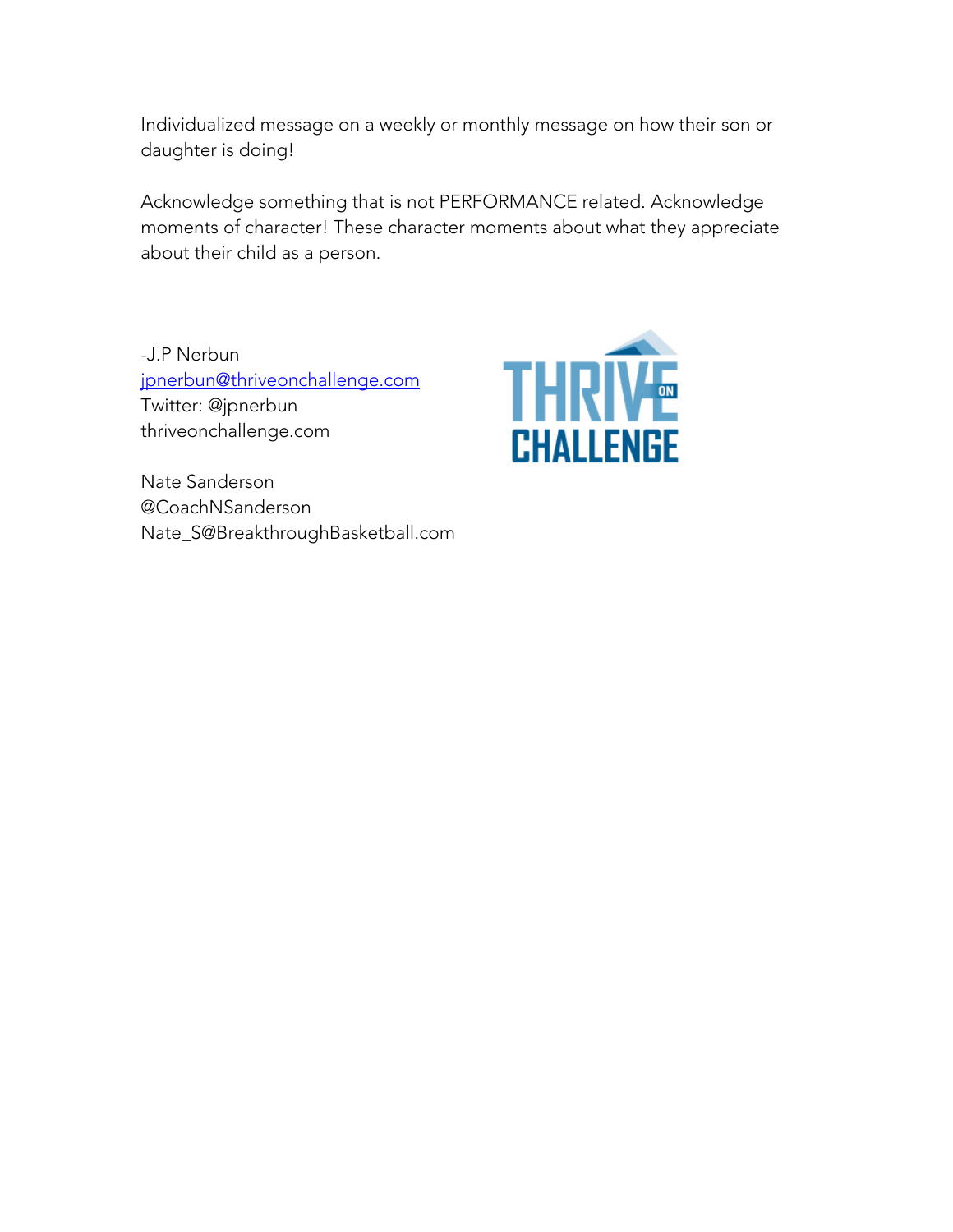Individualized message on a weekly or monthly message on how their son or daughter is doing!

Acknowledge something that is not PERFORMANCE related. Acknowledge moments of character! These character moments about what they appreciate about their child as a person.

-J.P Nerbun  
jpnerbun@thriveonchallenge.com  
Twitter: @jpnerbun  
thriveonchallenge.com

Nate Sanderson  
@CoachNSanderson  
Nate_S@BreakthroughBasketball.com